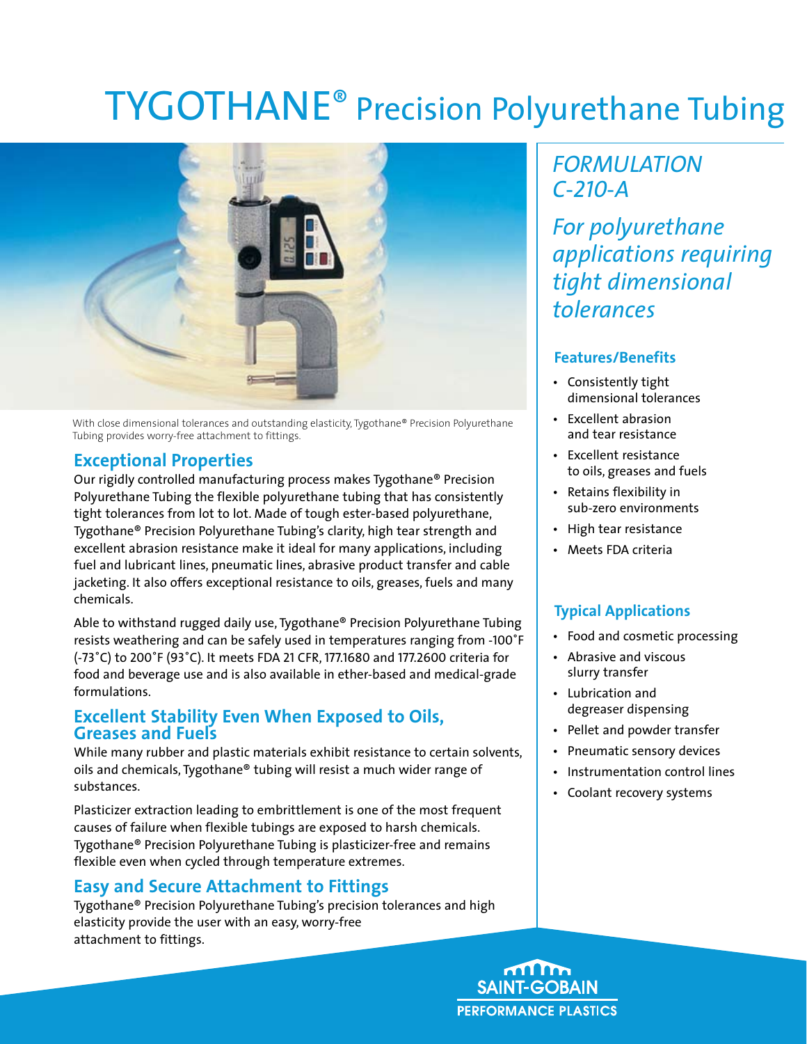# TYGOTHANE® Precision Polyurethane Tubing

With close dimensional tolerances and outstanding elasticity, Tygothane® Precision Polyurethane Tubing provides worry-free attachment to fittings.

## Exceptional Properties

Our rigidly controlled manufacturing process makes Tygothane® Precision Polyurethane Tubing the flexible polyurethane tubing that has consistently tight tolerances from lot to lot. Made of tough ester-based polyurethane, Tygothane® Precision Polyurethane Tubing's clarity, high tear strength and excellent abrasion resistance make it ideal for many applications, including fuel and lubricant lines, pneumatic lines, abrasive product transfer and cable jacketing. It also offers exceptional resistance to oils, greases, fuels and many chemicals.

Able to withstand rugged daily use, Tygothane® Precision Polyurethane Tubing resists weathering and can be safely used in temperatures ranging from -100˚F (-73˚C) to 200˚F (93˚C). It meets FDA 21 CFR, 177.1680 and 177.2600 criteria for food and beverage use and is also available in ether-based and medical-grade formulations.

## Excellent Stability Even When Exposed to Oils, Greases and Fuels

While many rubber and plastic materials exhibit resistance to certain solvents, oils and chemicals, Tygothane® tubing will resist a much wider range of substances.

Plasticizer extraction leading to embrittlement is one of the most frequent causes of failure when flexible tubings are exposed to harsh chemicals. Tygothane® Precision Polyurethane Tubing is plasticizer-free and remains flexible even when cycled through temperature extremes.

## Easy and Secure Attachment to Fittings

Tygothane® Precision Polyurethane Tubing's precision tolerances and high elasticity provide the user with an easy, worry-free attachment to fittings.

*FORMULATION C-210-A*

*For polyurethane applications requiring tight dimensional tolerances*

### Features/Benefits

- Consistently tight dimensional tolerances
- Excellent abrasion and tear resistance
- Excellent resistance to oils, greases and fuels
- Retains flexibility in sub-zero environments
- High tear resistance
- Meets FDA criteria

### Typical Applications

- Food and cosmetic processing
- Abrasive and viscous slurry transfer
- Lubrication and degreaser dispensing
- Pellet and powder transfer
- Pneumatic sensory devices
- Instrumentation control lines
- Coolant recovery systems

SAINT-GOBAIN PERFORMANCE PLASTICS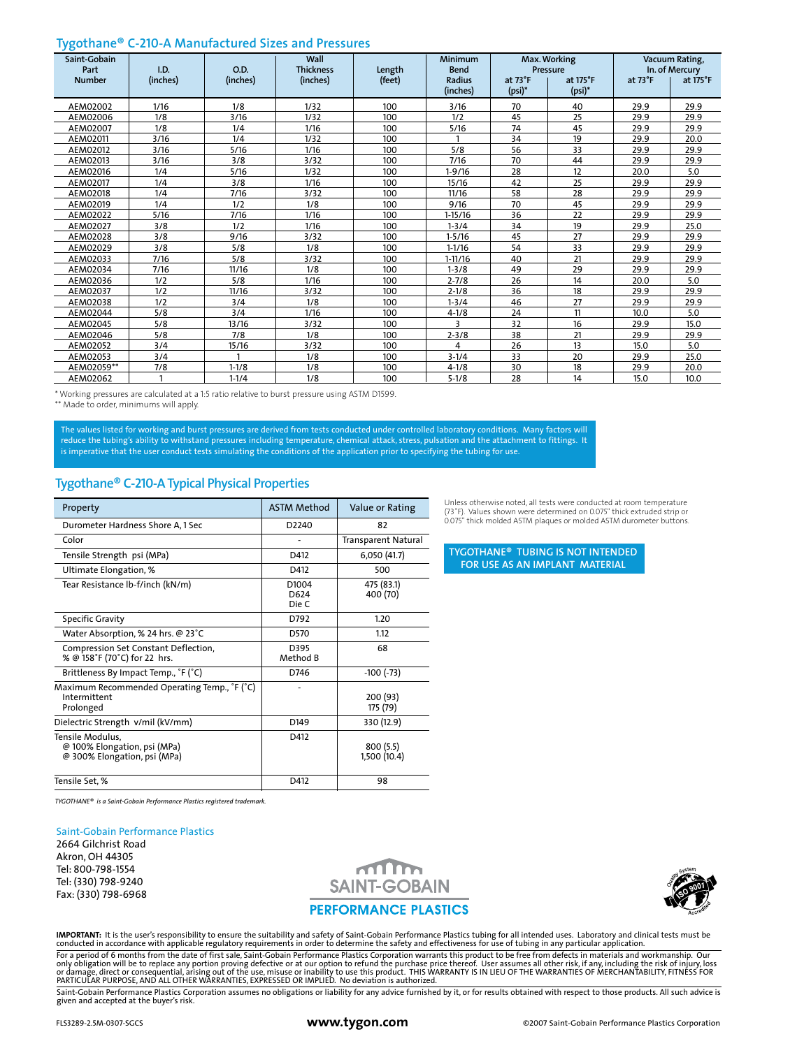## Tygothane® C-210-A Manufactured Sizes and Pressures

| Saint-Gobain Part Number | I.D. (inches) | O.D. (inches) | Wall Thickness (inches) | Length (feet) | Minimum Bend Radius (inches) | Max. Working Pressure | | Vacuum Rating, In. of Mercury | |
|---|---|---|---|---|---|---|---|---|---|
| | | | | | | at 73°F (psi)* | at 175°F (psi)* | at 73°F | at 175°F |
| AEM02002 | 1/16 | 1/8 | 1/32 | 100 | 3/16 | 70 | 40 | 29.9 | 29.9 |
| AEM02006 | 1/8 | 3/16 | 1/32 | 100 | 1/2 | 45 | 25 | 29.9 | 29.9 |
| AEM02007 | 1/8 | 1/4 | 1/16 | 100 | 5/16 | 74 | 45 | 29.9 | 29.9 |
| AEM02011 | 3/16 | 1/4 | 1/32 | 100 | 1 | 34 | 19 | 29.9 | 20.0 |
| AEM02012 | 3/16 | 5/16 | 1/16 | 100 | 5/8 | 56 | 33 | 29.9 | 29.9 |
| AEM02013 | 3/16 | 3/8 | 3/32 | 100 | 7/16 | 70 | 44 | 29.9 | 29.9 |
| AEM02016 | 1/4 | 5/16 | 1/32 | 100 | 1-9/16 | 28 | 12 | 20.0 | 5.0 |
| AEM02017 | 1/4 | 3/8 | 1/16 | 100 | 15/16 | 42 | 25 | 29.9 | 29.9 |
| AEM02018 | 1/4 | 7/16 | 3/32 | 100 | 11/16 | 58 | 28 | 29.9 | 29.9 |
| AEM02019 | 1/4 | 1/2 | 1/8 | 100 | 9/16 | 70 | 45 | 29.9 | 29.9 |
| AEM02022 | 5/16 | 7/16 | 1/16 | 100 | 1-15/16 | 36 | 22 | 29.9 | 29.9 |
| AEM02027 | 3/8 | 1/2 | 1/16 | 100 | 1-3/4 | 34 | 19 | 29.9 | 25.0 |
| AEM02028 | 3/8 | 9/16 | 3/32 | 100 | 1-5/16 | 45 | 27 | 29.9 | 29.9 |
| AEM02029 | 3/8 | 5/8 | 1/8 | 100 | 1-1/16 | 54 | 33 | 29.9 | 29.9 |
| AEM02033 | 7/16 | 5/8 | 3/32 | 100 | 1-11/16 | 40 | 21 | 29.9 | 29.9 |
| AEM02034 | 7/16 | 11/16 | 1/8 | 100 | 1-3/8 | 49 | 29 | 29.9 | 29.9 |
| AEM02036 | 1/2 | 5/8 | 1/16 | 100 | 2-7/8 | 26 | 14 | 20.0 | 5.0 |
| AEM02037 | 1/2 | 11/16 | 3/32 | 100 | 2-1/8 | 36 | 18 | 29.9 | 29.9 |
| AEM02038 | 1/2 | 3/4 | 1/8 | 100 | 1-3/4 | 46 | 27 | 29.9 | 29.9 |
| AEM02044 | 5/8 | 3/4 | 1/16 | 100 | 4-1/8 | 24 | 11 | 10.0 | 5.0 |
| AEM02045 | 5/8 | 13/16 | 3/32 | 100 | 3 | 32 | 16 | 29.9 | 15.0 |
| AEM02046 | 5/8 | 7/8 | 1/8 | 100 | 2-3/8 | 38 | 21 | 29.9 | 29.9 |
| AEM02052 | 3/4 | 15/16 | 3/32 | 100 | 4 | 26 | 13 | 15.0 | 5.0 |
| AEM02053 | 3/4 | 1 | 1/8 | 100 | 3-1/4 | 33 | 20 | 29.9 | 25.0 |
| AEM02059** | 7/8 | 1-1/8 | 1/8 | 100 | 4-1/8 | 30 | 18 | 29.9 | 20.0 |
| AEM02062 | 1 | 1-1/4 | 1/8 | 100 | 5-1/8 | 28 | 14 | 15.0 | 10.0 |

\* Working pressures are calculated at a 1:5 ratio relative to burst pressure using ASTM D1599.
\*\* Made to order, minimums will apply.

The values listed for working and burst pressures are derived from tests conducted under controlled laboratory conditions. Many factors will reduce the tubing's ability to withstand pressures including temperature, chemical attack, stress, pulsation and the attachment to fittings. It is imperative that the user conduct tests simulating the conditions of the application prior to specifying the tubing for use.

## Tygothane® C-210-A Typical Physical Properties

| Property | ASTM Method | Value or Rating |
|---|---|---|
| Durometer Hardness Shore A, 1 Sec | D2240 | 82 |
| Color | - | Transparent Natural |
| Tensile Strength psi (MPa) | D412 | 6,050 (41.7) |
| Ultimate Elongation, % | D412 | 500 |
| Tear Resistance lb-f/inch (kN/m) | D1004<br>D624<br>Die C | 475 (83.1)<br>400 (70) |
| Specific Gravity | D792 | 1.20 |
| Water Absorption, % 24 hrs. @ 23°C | D570 | 1.12 |
| Compression Set Constant Deflection, % @ 158°F (70°C) for 22 hrs. | D395<br>Method B | 68 |
| Brittleness By Impact Temp., °F (°C) | D746 | -100 (-73) |
| Maximum Recommended Operating Temp., °F (°C)<br>Intermittent<br>Prolonged | - | <br>200 (93)<br>175 (79) |
| Dielectric Strength v/mil (kV/mm) | D149 | 330 (12.9) |
| Tensile Modulus,<br>@ 100% Elongation, psi (MPa)<br>@ 300% Elongation, psi (MPa) | D412 | <br>800 (5.5)<br>1,500 (10.4) |
| Tensile Set, % | D412 | 98 |

Unless otherwise noted, all tests were conducted at room temperature (73°F). Values shown were determined on 0.075" thick extruded strip or 0.075" thick molded ASTM plaques or molded ASTM durometer buttons.

**TYGOTHANE® TUBING IS NOT INTENDED FOR USE AS AN IMPLANT MATERIAL**

*TYGOTHANE® is a Saint-Gobain Performance Plastics registered trademark.*

Saint-Gobain Performance Plastics
2664 Gilchrist Road
Akron, OH 44305
Tel: 800-798-1554
Tel: (330) 798-9240
Fax: (330) 798-6968

SAINT-GOBAIN PERFORMANCE PLASTICS

Quality System ISO 9001 Accredited

**IMPORTANT:** It is the user's responsibility to ensure the suitability and safety of Saint-Gobain Performance Plastics tubing for all intended uses. Laboratory and clinical tests must be conducted in accordance with applicable regulatory requirements in order to determine the safety and effectiveness for use of tubing in any particular application.

For a period of 6 months from the date of first sale, Saint-Gobain Performance Plastics Corporation warrants this product to be free from defects in materials and workmanship. Our only obligation will be to replace any portion proving defective or at our option to refund the purchase price thereof. User assumes all other risk, if any, including the risk of injury, loss or damage, direct or consequential, arising out of the use, misuse or inability to use this product. THIS WARRANTY IS IN LIEU OF THE WARRANTIES OF MERCHANTABILITY, FITNESS FOR PARTICULAR PURPOSE, AND ALL OTHER WARRANTIES, EXPRESSED OR IMPLIED. No deviation is authorized.

Saint-Gobain Performance Plastics Corporation assumes no obligations or liability for any advice furnished by it, or for results obtained with respect to those products. All such advice is given and accepted at the buyer's risk.

FLS3289-2.5M-0307-SGCS **www.tygon.com** ©2007 Saint-Gobain Performance Plastics Corporation